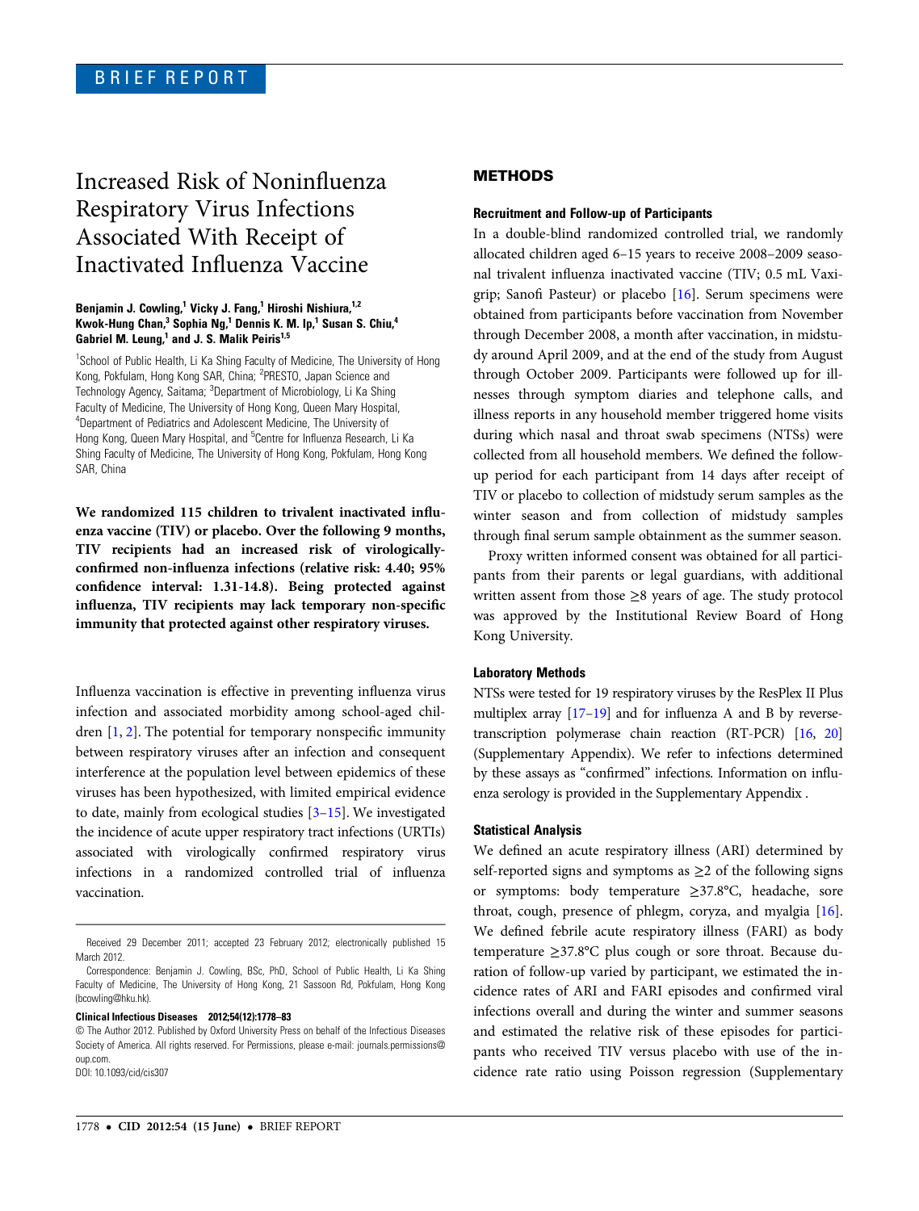BRIEF REPORT

# Increased Risk of Noninfluenza Respiratory Virus Infections Associated With Receipt of Inactivated Influenza Vaccine

**Benjamin J. Cowling,[1] Vicky J. Fang,[1] Hiroshi Nishiura,[1,2] Kwok-Hung Chan,[3] Sophia Ng,[1] Dennis K. M. Ip,[1] Susan S. Chiu,[4] Gabriel M. Leung,[1] and J. S. Malik Peiris[1,5]**

[1]School of Public Health, Li Ka Shing Faculty of Medicine, The University of Hong Kong, Pokfulam, Hong Kong SAR, China; [2]PRESTO, Japan Science and Technology Agency, Saitama; [3]Department of Microbiology, Li Ka Shing Faculty of Medicine, The University of Hong Kong, Queen Mary Hospital, [4]Department of Pediatrics and Adolescent Medicine, The University of Hong Kong, Queen Mary Hospital, and [5]Centre for Influenza Research, Li Ka Shing Faculty of Medicine, The University of Hong Kong, Pokfulam, Hong Kong SAR, China

**We randomized 115 children to trivalent inactivated influenza vaccine (TIV) or placebo. Over the following 9 months, TIV recipients had an increased risk of virologically-confirmed non-influenza infections (relative risk: 4.40; 95% confidence interval: 1.31-14.8). Being protected against influenza, TIV recipients may lack temporary non-specific immunity that protected against other respiratory viruses.**

Influenza vaccination is effective in preventing influenza virus infection and associated morbidity among school-aged children [1, 2]. The potential for temporary nonspecific immunity between respiratory viruses after an infection and consequent interference at the population level between epidemics of these viruses has been hypothesized, with limited empirical evidence to date, mainly from ecological studies [3–15]. We investigated the incidence of acute upper respiratory tract infections (URTIs) associated with virologically confirmed respiratory virus infections in a randomized controlled trial of influenza vaccination.

Received 29 December 2011; accepted 23 February 2012; electronically published 15 March 2012.

Correspondence: Benjamin J. Cowling, BSc, PhD, School of Public Health, Li Ka Shing Faculty of Medicine, The University of Hong Kong, 21 Sassoon Rd, Pokfulam, Hong Kong (bcowling@hku.hk).

**Clinical Infectious Diseases 2012;54(12):1778–83**

© The Author 2012. Published by Oxford University Press on behalf of the Infectious Diseases Society of America. All rights reserved. For Permissions, please e-mail: journals.permissions@oup.com.

DOI: 10.1093/cid/cis307

## METHODS

### Recruitment and Follow-up of Participants

In a double-blind randomized controlled trial, we randomly allocated children aged 6–15 years to receive 2008–2009 seasonal trivalent influenza inactivated vaccine (TIV; 0.5 mL Vaxigrip; Sanofi Pasteur) or placebo [16]. Serum specimens were obtained from participants before vaccination from November through December 2008, a month after vaccination, in midstudy around April 2009, and at the end of the study from August through October 2009. Participants were followed up for illnesses through symptom diaries and telephone calls, and illness reports in any household member triggered home visits during which nasal and throat swab specimens (NTSs) were collected from all household members. We defined the follow-up period for each participant from 14 days after receipt of TIV or placebo to collection of midstudy serum samples as the winter season and from collection of midstudy samples through final serum sample obtainment as the summer season.

Proxy written informed consent was obtained for all participants from their parents or legal guardians, with additional written assent from those ≥8 years of age. The study protocol was approved by the Institutional Review Board of Hong Kong University.

### Laboratory Methods

NTSs were tested for 19 respiratory viruses by the ResPlex II Plus multiplex array [17–19] and for influenza A and B by reverse-transcription polymerase chain reaction (RT-PCR) [16, 20] (Supplementary Appendix). We refer to infections determined by these assays as "confirmed" infections. Information on influenza serology is provided in the Supplementary Appendix .

### Statistical Analysis

We defined an acute respiratory illness (ARI) determined by self-reported signs and symptoms as ≥2 of the following signs or symptoms: body temperature ≥37.8°C, headache, sore throat, cough, presence of phlegm, coryza, and myalgia [16]. We defined febrile acute respiratory illness (FARI) as body temperature ≥37.8°C plus cough or sore throat. Because duration of follow-up varied by participant, we estimated the incidence rates of ARI and FARI episodes and confirmed viral infections overall and during the winter and summer seasons and estimated the relative risk of these episodes for participants who received TIV versus placebo with use of the incidence rate ratio using Poisson regression (Supplementary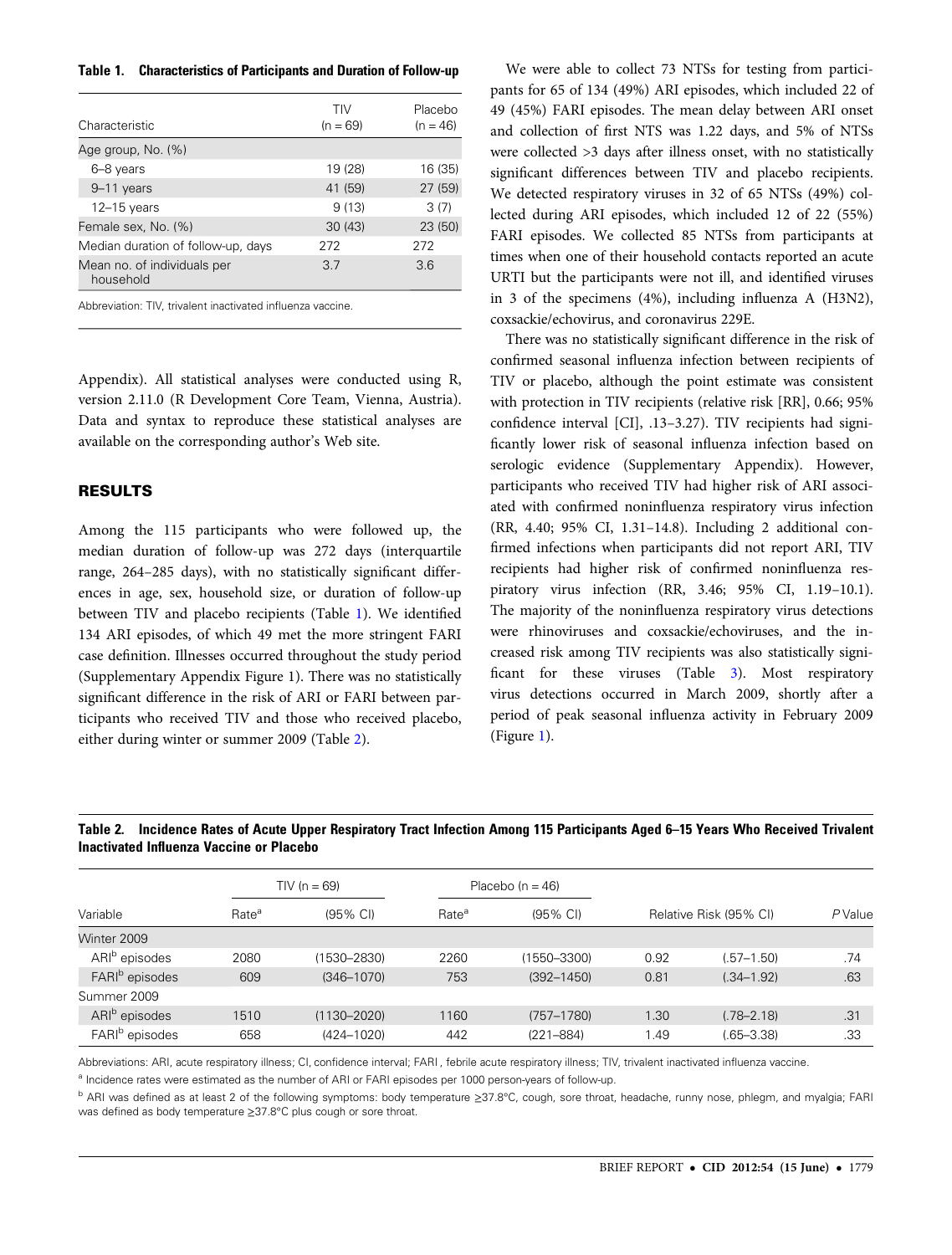**Table 1. Characteristics of Participants and Duration of Follow-up**

| Characteristic | TIV (n = 69) | Placebo (n = 46) |
|---|---|---|
| Age group, No. (%) | | |
| 6–8 years | 19 (28) | 16 (35) |
| 9–11 years | 41 (59) | 27 (59) |
| 12–15 years | 9 (13) | 3 (7) |
| Female sex, No. (%) | 30 (43) | 23 (50) |
| Median duration of follow-up, days | 272 | 272 |
| Mean no. of individuals per household | 3.7 | 3.6 |

Abbreviation: TIV, trivalent inactivated influenza vaccine.

Appendix). All statistical analyses were conducted using R, version 2.11.0 (R Development Core Team, Vienna, Austria). Data and syntax to reproduce these statistical analyses are available on the corresponding author's Web site.

## RESULTS

Among the 115 participants who were followed up, the median duration of follow-up was 272 days (interquartile range, 264–285 days), with no statistically significant differences in age, sex, household size, or duration of follow-up between TIV and placebo recipients (Table 1). We identified 134 ARI episodes, of which 49 met the more stringent FARI case definition. Illnesses occurred throughout the study period (Supplementary Appendix Figure 1). There was no statistically significant difference in the risk of ARI or FARI between participants who received TIV and those who received placebo, either during winter or summer 2009 (Table 2).

We were able to collect 73 NTSs for testing from participants for 65 of 134 (49%) ARI episodes, which included 22 of 49 (45%) FARI episodes. The mean delay between ARI onset and collection of first NTS was 1.22 days, and 5% of NTSs were collected >3 days after illness onset, with no statistically significant differences between TIV and placebo recipients. We detected respiratory viruses in 32 of 65 NTSs (49%) collected during ARI episodes, which included 12 of 22 (55%) FARI episodes. We collected 85 NTSs from participants at times when one of their household contacts reported an acute URTI but the participants were not ill, and identified viruses in 3 of the specimens (4%), including influenza A (H3N2), coxsackie/echovirus, and coronavirus 229E.

There was no statistically significant difference in the risk of confirmed seasonal influenza infection between recipients of TIV or placebo, although the point estimate was consistent with protection in TIV recipients (relative risk [RR], 0.66; 95% confidence interval [CI], .13–3.27). TIV recipients had significantly lower risk of seasonal influenza infection based on serologic evidence (Supplementary Appendix). However, participants who received TIV had higher risk of ARI associated with confirmed noninfluenza respiratory virus infection (RR, 4.40; 95% CI, 1.31–14.8). Including 2 additional confirmed infections when participants did not report ARI, TIV recipients had higher risk of confirmed noninfluenza respiratory virus infection (RR, 3.46; 95% CI, 1.19–10.1). The majority of the noninfluenza respiratory virus detections were rhinoviruses and coxsackie/echoviruses, and the increased risk among TIV recipients was also statistically significant for these viruses (Table 3). Most respiratory virus detections occurred in March 2009, shortly after a period of peak seasonal influenza activity in February 2009 (Figure 1).

**Table 2. Incidence Rates of Acute Upper Respiratory Tract Infection Among 115 Participants Aged 6–15 Years Who Received Trivalent Inactivated Influenza Vaccine or Placebo**

| Variable | TIV (n = 69) | | Placebo (n = 46) | | Relative Risk (95% CI) | | P Value |
|---|---|---|---|---|---|---|---|
| | Rate[a] | (95% CI) | Rate[a] | (95% CI) | | | |
| Winter 2009 | | | | | | | |
| ARI[b] episodes | 2080 | (1530–2830) | 2260 | (1550–3300) | 0.92 | (.57–1.50) | .74 |
| FARI[b] episodes | 609 | (346–1070) | 753 | (392–1450) | 0.81 | (.34–1.92) | .63 |
| Summer 2009 | | | | | | | |
| ARI[b] episodes | 1510 | (1130–2020) | 1160 | (757–1780) | 1.30 | (.78–2.18) | .31 |
| FARI[b] episodes | 658 | (424–1020) | 442 | (221–884) | 1.49 | (.65–3.38) | .33 |

Abbreviations: ARI, acute respiratory illness; CI, confidence interval; FARI , febrile acute respiratory illness; TIV, trivalent inactivated influenza vaccine.

[a] Incidence rates were estimated as the number of ARI or FARI episodes per 1000 person-years of follow-up.

[b] ARI was defined as at least 2 of the following symptoms: body temperature ≥37.8°C, cough, sore throat, headache, runny nose, phlegm, and myalgia; FARI was defined as body temperature ≥37.8°C plus cough or sore throat.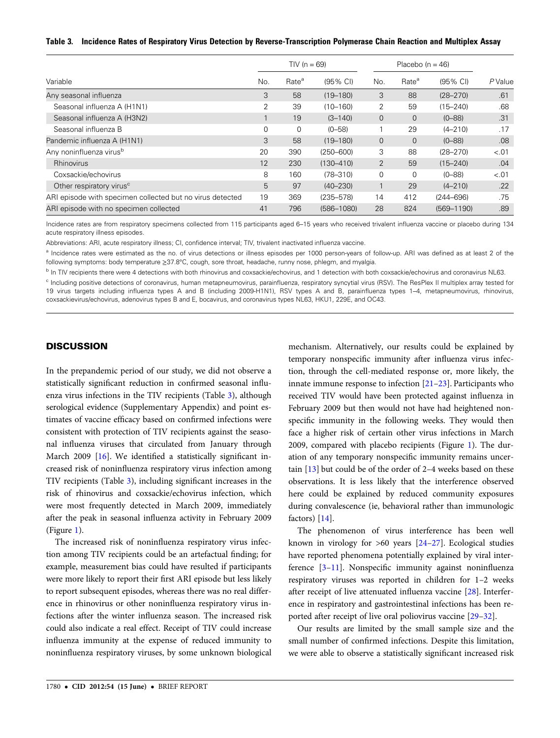**Table 3. Incidence Rates of Respiratory Virus Detection by Reverse-Transcription Polymerase Chain Reaction and Multiplex Assay**

| Variable | TIV (n = 69) | | | Placebo (n = 46) | | | P Value |
|---|---|---|---|---|---|---|---|
| | No. | Rate[a] | (95% CI) | No. | Rate[a] | (95% CI) | |
| Any seasonal influenza | 3 | 58 | (19–180) | 3 | 88 | (28–270) | .61 |
| Seasonal influenza A (H1N1) | 2 | 39 | (10–160) | 2 | 59 | (15–240) | .68 |
| Seasonal influenza A (H3N2) | 1 | 19 | (3–140) | 0 | 0 | (0–88) | .31 |
| Seasonal influenza B | 0 | 0 | (0–58) | 1 | 29 | (4–210) | .17 |
| Pandemic influenza A (H1N1) | 3 | 58 | (19–180) | 0 | 0 | (0–88) | .08 |
| Any noninfluenza virus[b] | 20 | 390 | (250–600) | 3 | 88 | (28–270) | <.01 |
| Rhinovirus | 12 | 230 | (130–410) | 2 | 59 | (15–240) | .04 |
| Coxsackie/echovirus | 8 | 160 | (78–310) | 0 | 0 | (0–88) | <.01 |
| Other respiratory virus[c] | 5 | 97 | (40–230) | 1 | 29 | (4–210) | .22 |
| ARI episode with specimen collected but no virus detected | 19 | 369 | (235–578) | 14 | 412 | (244–696) | .75 |
| ARI episode with no specimen collected | 41 | 796 | (586–1080) | 28 | 824 | (569–1190) | .89 |

Incidence rates are from respiratory specimens collected from 115 participants aged 6–15 years who received trivalent influenza vaccine or placebo during 134 acute respiratory illness episodes.

Abbreviations: ARI, acute respiratory illness; CI, confidence interval; TIV, trivalent inactivated influenza vaccine.

[a] Incidence rates were estimated as the no. of virus detections or illness episodes per 1000 person-years of follow-up. ARI was defined as at least 2 of the following symptoms: body temperature ≥37.8°C, cough, sore throat, headache, runny nose, phlegm, and myalgia.

[b] In TIV recipients there were 4 detections with both rhinovirus and coxsackie/echovirus, and 1 detection with both coxsackie/echovirus and coronavirus NL63.

[c] Including positive detections of coronavirus, human metapneumovirus, parainfluenza, respiratory syncytial virus (RSV). The ResPlex II multiplex array tested for 19 virus targets including influenza types A and B (including 2009-H1N1), RSV types A and B, parainfluenza types 1–4, metapneumovirus, rhinovirus, coxsackievirus/echovirus, adenovirus types B and E, bocavirus, and coronavirus types NL63, HKU1, 229E, and OC43.

## DISCUSSION

In the prepandemic period of our study, we did not observe a statistically significant reduction in confirmed seasonal influenza virus infections in the TIV recipients (Table 3), although serological evidence (Supplementary Appendix) and point estimates of vaccine efficacy based on confirmed infections were consistent with protection of TIV recipients against the seasonal influenza viruses that circulated from January through March 2009 [16]. We identified a statistically significant increased risk of noninfluenza respiratory virus infection among TIV recipients (Table 3), including significant increases in the risk of rhinovirus and coxsackie/echovirus infection, which were most frequently detected in March 2009, immediately after the peak in seasonal influenza activity in February 2009 (Figure 1).

The increased risk of noninfluenza respiratory virus infection among TIV recipients could be an artefactual finding; for example, measurement bias could have resulted if participants were more likely to report their first ARI episode but less likely to report subsequent episodes, whereas there was no real difference in rhinovirus or other noninfluenza respiratory virus infections after the winter influenza season. The increased risk could also indicate a real effect. Receipt of TIV could increase influenza immunity at the expense of reduced immunity to noninfluenza respiratory viruses, by some unknown biological mechanism. Alternatively, our results could be explained by temporary nonspecific immunity after influenza virus infection, through the cell-mediated response or, more likely, the innate immune response to infection [21–23]. Participants who received TIV would have been protected against influenza in February 2009 but then would not have had heightened nonspecific immunity in the following weeks. They would then face a higher risk of certain other virus infections in March 2009, compared with placebo recipients (Figure 1). The duration of any temporary nonspecific immunity remains uncertain [13] but could be of the order of 2–4 weeks based on these observations. It is less likely that the interference observed here could be explained by reduced community exposures during convalescence (ie, behavioral rather than immunologic factors) [14].

The phenomenon of virus interference has been well known in virology for >60 years [24–27]. Ecological studies have reported phenomena potentially explained by viral interference [3–11]. Nonspecific immunity against noninfluenza respiratory viruses was reported in children for 1–2 weeks after receipt of live attenuated influenza vaccine [28]. Interference in respiratory and gastrointestinal infections has been reported after receipt of live oral poliovirus vaccine [29–32].

Our results are limited by the small sample size and the small number of confirmed infections. Despite this limitation, we were able to observe a statistically significant increased risk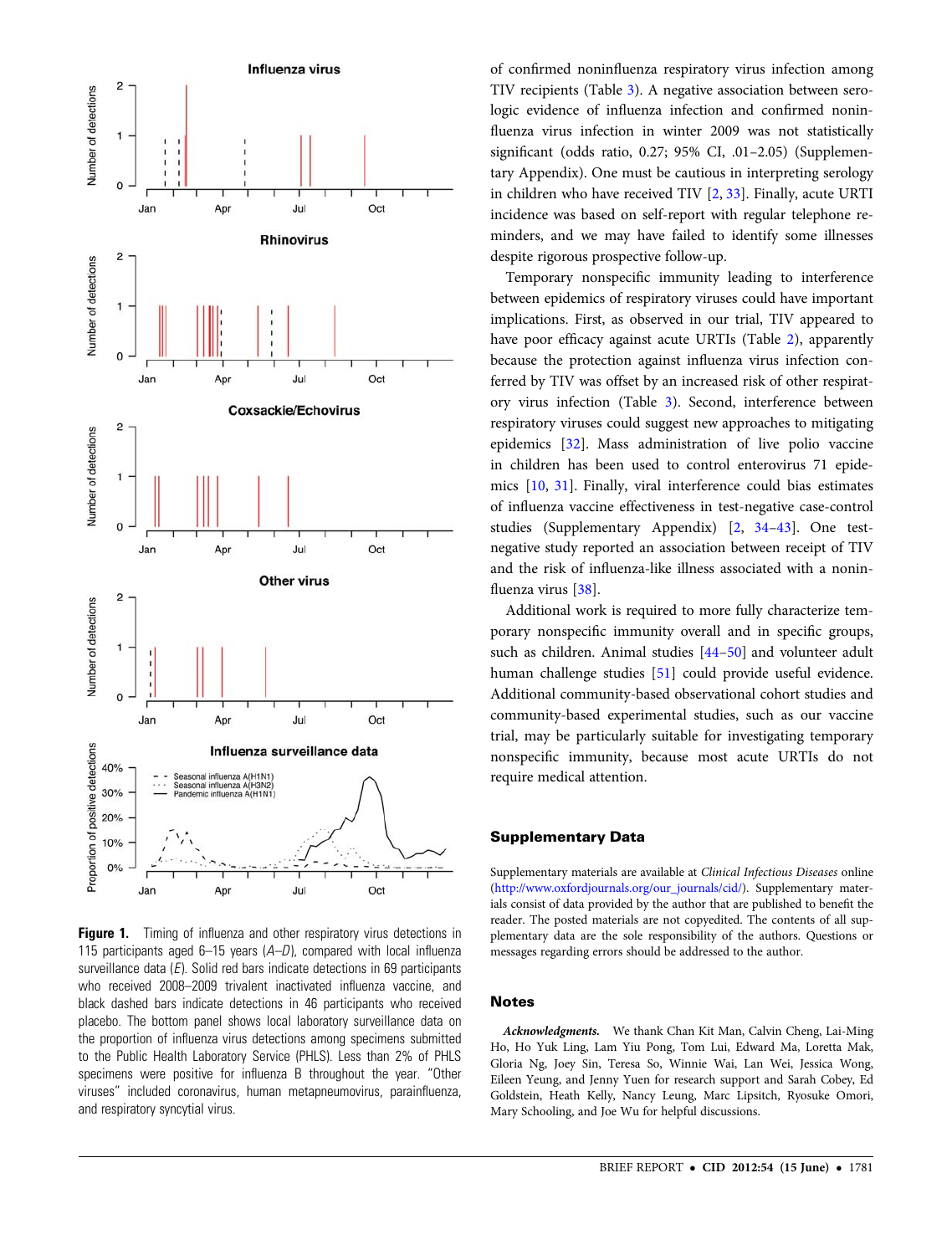Figure 1. Timing of influenza and other respiratory virus detections in 115 participants aged 6–15 years (*A*–*D*), compared with local influenza surveillance data (*E*). Solid red bars indicate detections in 69 participants who received 2008–2009 trivalent inactivated influenza vaccine, and black dashed bars indicate detections in 46 participants who received placebo. The bottom panel shows local laboratory surveillance data on the proportion of influenza virus detections among specimens submitted to the Public Health Laboratory Service (PHLS). Less than 2% of PHLS specimens were positive for influenza B throughout the year. "Other viruses" included coronavirus, human metapneumovirus, parainfluenza, and respiratory syncytial virus.

of confirmed noninfluenza respiratory virus infection among TIV recipients (Table 3). A negative association between serologic evidence of influenza infection and confirmed noninfluenza virus infection in winter 2009 was not statistically significant (odds ratio, 0.27; 95% CI, .01–2.05) (Supplementary Appendix). One must be cautious in interpreting serology in children who have received TIV [2, 33]. Finally, acute URTI incidence was based on self-report with regular telephone reminders, and we may have failed to identify some illnesses despite rigorous prospective follow-up.

Temporary nonspecific immunity leading to interference between epidemics of respiratory viruses could have important implications. First, as observed in our trial, TIV appeared to have poor efficacy against acute URTIs (Table 2), apparently because the protection against influenza virus infection conferred by TIV was offset by an increased risk of other respiratory virus infection (Table 3). Second, interference between respiratory viruses could suggest new approaches to mitigating epidemics [32]. Mass administration of live polio vaccine in children has been used to control enterovirus 71 epidemics [10, 31]. Finally, viral interference could bias estimates of influenza vaccine effectiveness in test-negative case-control studies (Supplementary Appendix) [2, 34–43]. One test-negative study reported an association between receipt of TIV and the risk of influenza-like illness associated with a noninfluenza virus [38].

Additional work is required to more fully characterize temporary nonspecific immunity overall and in specific groups, such as children. Animal studies [44–50] and volunteer adult human challenge studies [51] could provide useful evidence. Additional community-based observational cohort studies and community-based experimental studies, such as our vaccine trial, may be particularly suitable for investigating temporary nonspecific immunity, because most acute URTIs do not require medical attention.

## Supplementary Data

Supplementary materials are available at *Clinical Infectious Diseases* online (http://www.oxfordjournals.org/our_journals/cid/). Supplementary materials consist of data provided by the author that are published to benefit the reader. The posted materials are not copyedited. The contents of all supplementary data are the sole responsibility of the authors. Questions or messages regarding errors should be addressed to the author.

## Notes

***Acknowledgments.*** We thank Chan Kit Man, Calvin Cheng, Lai-Ming Ho, Ho Yuk Ling, Lam Yiu Pong, Tom Lui, Edward Ma, Loretta Mak, Gloria Ng, Joey Sin, Teresa So, Winnie Wai, Lan Wei, Jessica Wong, Eileen Yeung, and Jenny Yuen for research support and Sarah Cobey, Ed Goldstein, Heath Kelly, Nancy Leung, Marc Lipsitch, Ryosuke Omori, Mary Schooling, and Joe Wu for helpful discussions.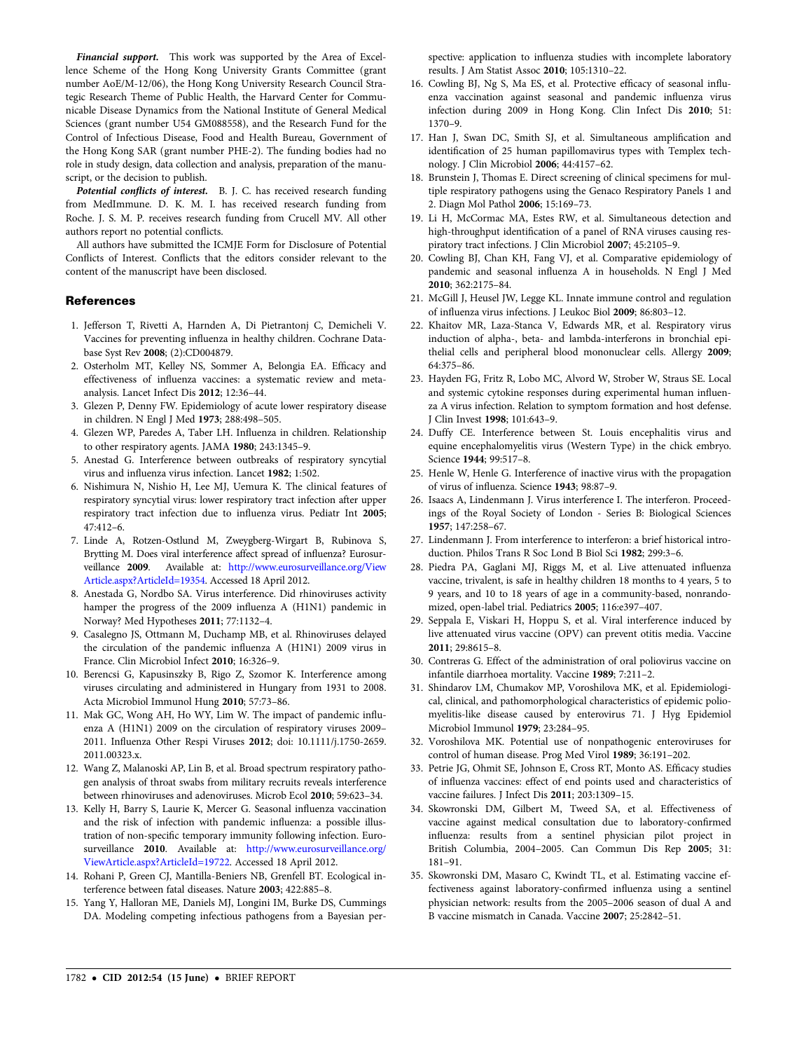***Financial support.*** This work was supported by the Area of Excellence Scheme of the Hong Kong University Grants Committee (grant number AoE/M-12/06), the Hong Kong University Research Council Strategic Research Theme of Public Health, the Harvard Center for Communicable Disease Dynamics from the National Institute of General Medical Sciences (grant number U54 GM088558), and the Research Fund for the Control of Infectious Disease, Food and Health Bureau, Government of the Hong Kong SAR (grant number PHE-2). The funding bodies had no role in study design, data collection and analysis, preparation of the manuscript, or the decision to publish.

***Potential conflicts of interest.*** B. J. C. has received research funding from MedImmune. D. K. M. I. has received research funding from Roche. J. S. M. P. receives research funding from Crucell MV. All other authors report no potential conflicts.

All authors have submitted the ICMJE Form for Disclosure of Potential Conflicts of Interest. Conflicts that the editors consider relevant to the content of the manuscript have been disclosed.

## References

1. Jefferson T, Rivetti A, Harnden A, Di Pietrantonj C, Demicheli V. Vaccines for preventing influenza in healthy children. Cochrane Database Syst Rev **2008**; (2):CD004879.
2. Osterholm MT, Kelley NS, Sommer A, Belongia EA. Efficacy and effectiveness of influenza vaccines: a systematic review and meta-analysis. Lancet Infect Dis **2012**; 12:36–44.
3. Glezen P, Denny FW. Epidemiology of acute lower respiratory disease in children. N Engl J Med **1973**; 288:498–505.
4. Glezen WP, Paredes A, Taber LH. Influenza in children. Relationship to other respiratory agents. JAMA **1980**; 243:1345–9.
5. Anestad G. Interference between outbreaks of respiratory syncytial virus and influenza virus infection. Lancet **1982**; 1:502.
6. Nishimura N, Nishio H, Lee MJ, Uemura K. The clinical features of respiratory syncytial virus: lower respiratory tract infection after upper respiratory tract infection due to influenza virus. Pediatr Int **2005**; 47:412–6.
7. Linde A, Rotzen-Ostlund M, Zweygberg-Wirgart B, Rubinova S, Brytting M. Does viral interference affect spread of influenza? Eurosurveillance **2009**. Available at: http://www.eurosurveillance.org/ViewArticle.aspx?ArticleId=19354. Accessed 18 April 2012.
8. Anestada G, Nordbo SA. Virus interference. Did rhinoviruses activity hamper the progress of the 2009 influenza A (H1N1) pandemic in Norway? Med Hypotheses **2011**; 77:1132–4.
9. Casalegno JS, Ottmann M, Duchamp MB, et al. Rhinoviruses delayed the circulation of the pandemic influenza A (H1N1) 2009 virus in France. Clin Microbiol Infect **2010**; 16:326–9.
10. Berencsi G, Kapusinszky B, Rigo Z, Szomor K. Interference among viruses circulating and administered in Hungary from 1931 to 2008. Acta Microbiol Immunol Hung **2010**; 57:73–86.
11. Mak GC, Wong AH, Ho WY, Lim W. The impact of pandemic influenza A (H1N1) 2009 on the circulation of respiratory viruses 2009–2011. Influenza Other Respi Viruses **2012**; doi: 10.1111/j.1750-2659.2011.00323.x.
12. Wang Z, Malanoski AP, Lin B, et al. Broad spectrum respiratory pathogen analysis of throat swabs from military recruits reveals interference between rhinoviruses and adenoviruses. Microb Ecol **2010**; 59:623–34.
13. Kelly H, Barry S, Laurie K, Mercer G. Seasonal influenza vaccination and the risk of infection with pandemic influenza: a possible illustration of non-specific temporary immunity following infection. Eurosurveillance **2010**. Available at: http://www.eurosurveillance.org/ViewArticle.aspx?ArticleId=19722. Accessed 18 April 2012.
14. Rohani P, Green CJ, Mantilla-Beniers NB, Grenfell BT. Ecological interference between fatal diseases. Nature **2003**; 422:885–8.
15. Yang Y, Halloran ME, Daniels MJ, Longini IM, Burke DS, Cummings DA. Modeling competing infectious pathogens from a Bayesian perspective: application to influenza studies with incomplete laboratory results. J Am Statist Assoc **2010**; 105:1310–22.
16. Cowling BJ, Ng S, Ma ES, et al. Protective efficacy of seasonal influenza vaccination against seasonal and pandemic influenza virus infection during 2009 in Hong Kong. Clin Infect Dis **2010**; 51:1370–9.
17. Han J, Swan DC, Smith SJ, et al. Simultaneous amplification and identification of 25 human papillomavirus types with Templex technology. J Clin Microbiol **2006**; 44:4157–62.
18. Brunstein J, Thomas E. Direct screening of clinical specimens for multiple respiratory pathogens using the Genaco Respiratory Panels 1 and 2. Diagn Mol Pathol **2006**; 15:169–73.
19. Li H, McCormac MA, Estes RW, et al. Simultaneous detection and high-throughput identification of a panel of RNA viruses causing respiratory tract infections. J Clin Microbiol **2007**; 45:2105–9.
20. Cowling BJ, Chan KH, Fang VJ, et al. Comparative epidemiology of pandemic and seasonal influenza A in households. N Engl J Med **2010**; 362:2175–84.
21. McGill J, Heusel JW, Legge KL. Innate immune control and regulation of influenza virus infections. J Leukoc Biol **2009**; 86:803–12.
22. Khaitov MR, Laza-Stanca V, Edwards MR, et al. Respiratory virus induction of alpha-, beta- and lambda-interferons in bronchial epithelial cells and peripheral blood mononuclear cells. Allergy **2009**; 64:375–86.
23. Hayden FG, Fritz R, Lobo MC, Alvord W, Strober W, Straus SE. Local and systemic cytokine responses during experimental human influenza A virus infection. Relation to symptom formation and host defense. J Clin Invest **1998**; 101:643–9.
24. Duffy CE. Interference between St. Louis encephalitis virus and equine encephalomyelitis virus (Western Type) in the chick embryo. Science **1944**; 99:517–8.
25. Henle W, Henle G. Interference of inactive virus with the propagation of virus of influenza. Science **1943**; 98:87–9.
26. Isaacs A, Lindenmann J. Virus interference I. The interferon. Proceedings of the Royal Society of London - Series B: Biological Sciences **1957**; 147:258–67.
27. Lindenmann J. From interference to interferon: a brief historical introduction. Philos Trans R Soc Lond B Biol Sci **1982**; 299:3–6.
28. Piedra PA, Gaglani MJ, Riggs M, et al. Live attenuated influenza vaccine, trivalent, is safe in healthy children 18 months to 4 years, 5 to 9 years, and 10 to 18 years of age in a community-based, nonrandomized, open-label trial. Pediatrics **2005**; 116:e397–407.
29. Seppala E, Viskari H, Hoppu S, et al. Viral interference induced by live attenuated virus vaccine (OPV) can prevent otitis media. Vaccine **2011**; 29:8615–8.
30. Contreras G. Effect of the administration of oral poliovirus vaccine on infantile diarrhoea mortality. Vaccine **1989**; 7:211–2.
31. Shindarov LM, Chumakov MP, Voroshilova MK, et al. Epidemiological, clinical, and pathomorphological characteristics of epidemic poliomyelitis-like disease caused by enterovirus 71. J Hyg Epidemiol Microbiol Immunol **1979**; 23:284–95.
32. Voroshilova MK. Potential use of nonpathogenic enteroviruses for control of human disease. Prog Med Virol **1989**; 36:191–202.
33. Petrie JG, Ohmit SE, Johnson E, Cross RT, Monto AS. Efficacy studies of influenza vaccines: effect of end points used and characteristics of vaccine failures. J Infect Dis **2011**; 203:1309–15.
34. Skowronski DM, Gilbert M, Tweed SA, et al. Effectiveness of vaccine against medical consultation due to laboratory-confirmed influenza: results from a sentinel physician pilot project in British Columbia, 2004–2005. Can Commun Dis Rep **2005**; 31:181–91.
35. Skowronski DM, Masaro C, Kwindt TL, et al. Estimating vaccine effectiveness against laboratory-confirmed influenza using a sentinel physician network: results from the 2005–2006 season of dual A and B vaccine mismatch in Canada. Vaccine **2007**; 25:2842–51.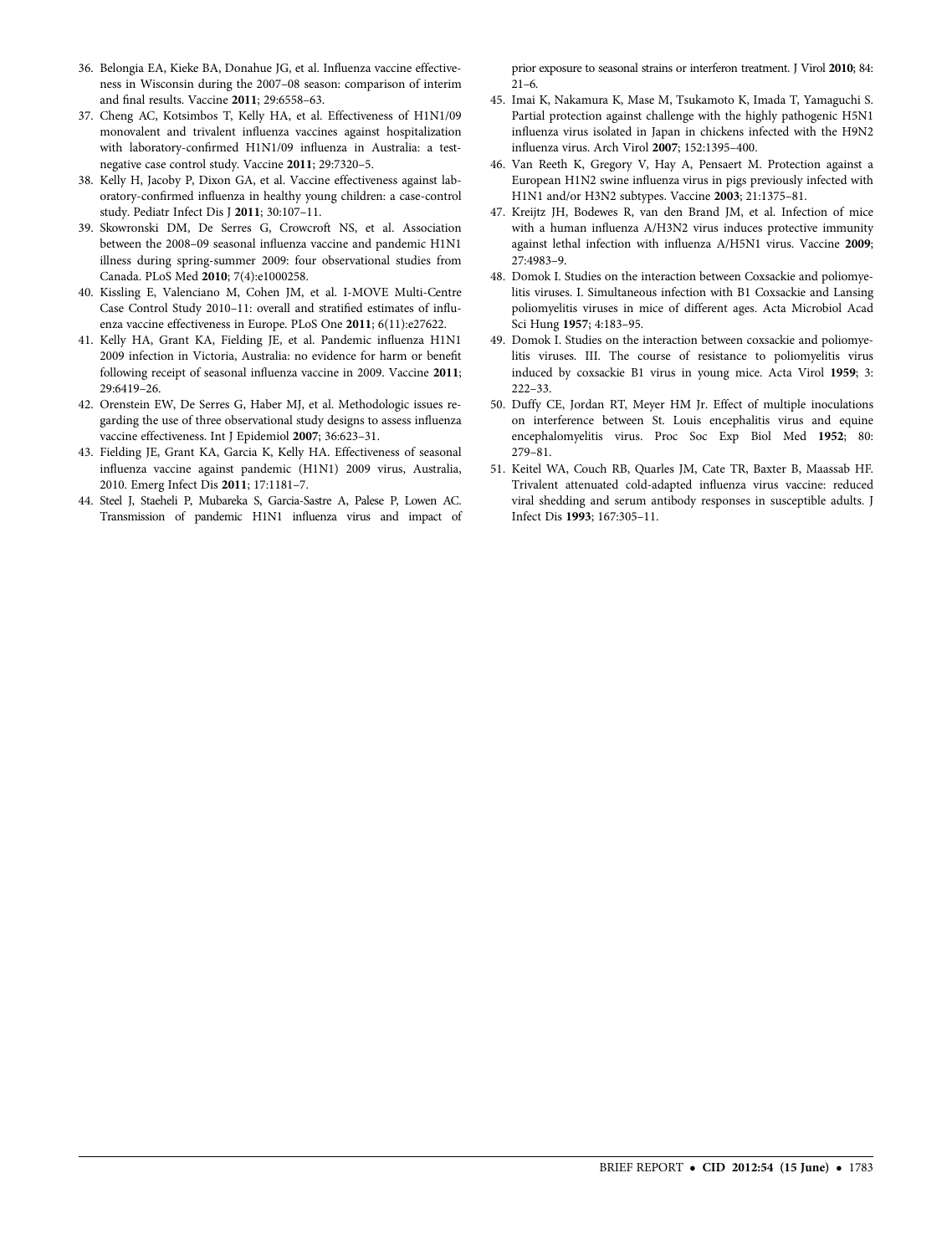36. Belongia EA, Kieke BA, Donahue JG, et al. Influenza vaccine effectiveness in Wisconsin during the 2007–08 season: comparison of interim and final results. Vaccine **2011**; 29:6558–63.
37. Cheng AC, Kotsimbos T, Kelly HA, et al. Effectiveness of H1N1/09 monovalent and trivalent influenza vaccines against hospitalization with laboratory-confirmed H1N1/09 influenza in Australia: a test-negative case control study. Vaccine **2011**; 29:7320–5.
38. Kelly H, Jacoby P, Dixon GA, et al. Vaccine effectiveness against laboratory-confirmed influenza in healthy young children: a case-control study. Pediatr Infect Dis J **2011**; 30:107–11.
39. Skowronski DM, De Serres G, Crowcroft NS, et al. Association between the 2008–09 seasonal influenza vaccine and pandemic H1N1 illness during spring-summer 2009: four observational studies from Canada. PLoS Med **2010**; 7(4):e1000258.
40. Kissling E, Valenciano M, Cohen JM, et al. I-MOVE Multi-Centre Case Control Study 2010–11: overall and stratified estimates of influenza vaccine effectiveness in Europe. PLoS One **2011**; 6(11):e27622.
41. Kelly HA, Grant KA, Fielding JE, et al. Pandemic influenza H1N1 2009 infection in Victoria, Australia: no evidence for harm or benefit following receipt of seasonal influenza vaccine in 2009. Vaccine **2011**; 29:6419–26.
42. Orenstein EW, De Serres G, Haber MJ, et al. Methodologic issues regarding the use of three observational study designs to assess influenza vaccine effectiveness. Int J Epidemiol **2007**; 36:623–31.
43. Fielding JE, Grant KA, Garcia K, Kelly HA. Effectiveness of seasonal influenza vaccine against pandemic (H1N1) 2009 virus, Australia, 2010. Emerg Infect Dis **2011**; 17:1181–7.
44. Steel J, Staeheli P, Mubareka S, Garcia-Sastre A, Palese P, Lowen AC. Transmission of pandemic H1N1 influenza virus and impact of prior exposure to seasonal strains or interferon treatment. J Virol **2010**; 84:21–6.
45. Imai K, Nakamura K, Mase M, Tsukamoto K, Imada T, Yamaguchi S. Partial protection against challenge with the highly pathogenic H5N1 influenza virus isolated in Japan in chickens infected with the H9N2 influenza virus. Arch Virol **2007**; 152:1395–400.
46. Van Reeth K, Gregory V, Hay A, Pensaert M. Protection against a European H1N2 swine influenza virus in pigs previously infected with H1N1 and/or H3N2 subtypes. Vaccine **2003**; 21:1375–81.
47. Kreijtz JH, Bodewes R, van den Brand JM, et al. Infection of mice with a human influenza A/H3N2 virus induces protective immunity against lethal infection with influenza A/H5N1 virus. Vaccine **2009**; 27:4983–9.
48. Domok I. Studies on the interaction between Coxsackie and poliomyelitis viruses. I. Simultaneous infection with B1 Coxsackie and Lansing poliomyelitis viruses in mice of different ages. Acta Microbiol Acad Sci Hung **1957**; 4:183–95.
49. Domok I. Studies on the interaction between coxsackie and poliomyelitis viruses. III. The course of resistance to poliomyelitis virus induced by coxsackie B1 virus in young mice. Acta Virol **1959**; 3:222–33.
50. Duffy CE, Jordan RT, Meyer HM Jr. Effect of multiple inoculations on interference between St. Louis encephalitis virus and equine encephalomyelitis virus. Proc Soc Exp Biol Med **1952**; 80:279–81.
51. Keitel WA, Couch RB, Quarles JM, Cate TR, Baxter B, Maassab HF. Trivalent attenuated cold-adapted influenza virus vaccine: reduced viral shedding and serum antibody responses in susceptible adults. J Infect Dis **1993**; 167:305–11.